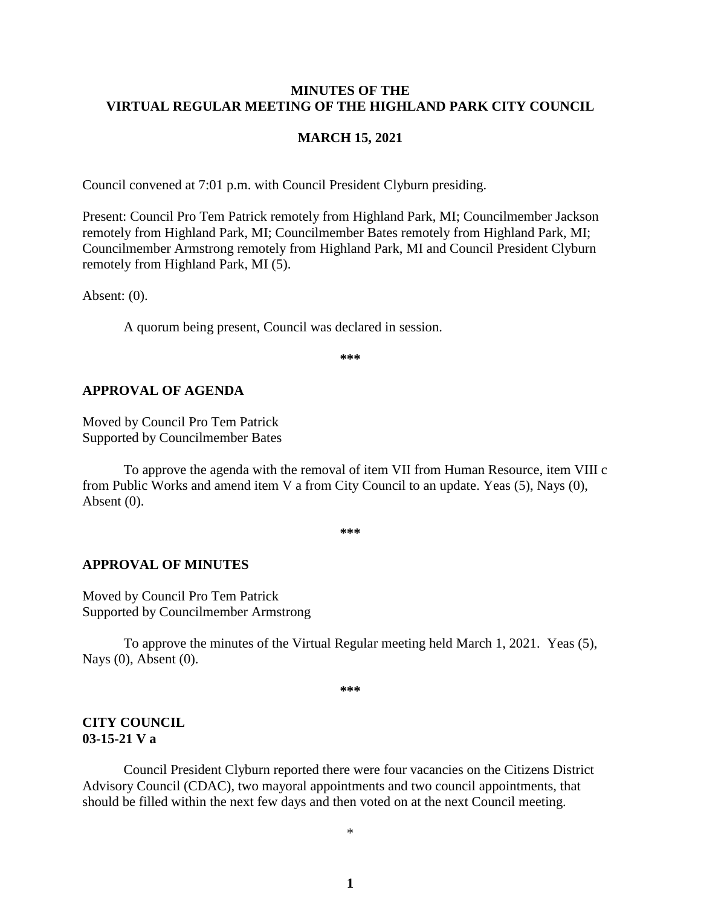# MINUTES OF THE VIRTUAL REGULAR MEETING OF THE HIGHLAND PARK CITY COUNCIL

## MARCH 15, 2021

Council convened at 7:01 p.m. with Council President Clyburn presiding.

Present: Council Pro Tem Patrick remotely from Highland Park, MI; Councilmember Jackson remotely from Highland Park, MI; Councilmember Bates remotely from Highland Park, MI; Councilmember Armstrong remotely from Highland Park, MI and Council President Clyburn remotely from Highland Park, MI (5).

Absent: (0).

A quorum being present, Council was declared in session.

***

**APPROVAL OF AGENDA**

Moved by Council Pro Tem Patrick
Supported by Councilmember Bates

To approve the agenda with the removal of item VII from Human Resource, item VIII c from Public Works and amend item V a from City Council to an update. Yeas (5), Nays (0), Absent (0).

***

**APPROVAL OF MINUTES**

Moved by Council Pro Tem Patrick
Supported by Councilmember Armstrong

To approve the minutes of the Virtual Regular meeting held March 1, 2021. Yeas (5), Nays (0), Absent (0).

***

**CITY COUNCIL**
**03-15-21 V a**

Council President Clyburn reported there were four vacancies on the Citizens District Advisory Council (CDAC), two mayoral appointments and two council appointments, that should be filled within the next few days and then voted on at the next Council meeting.

*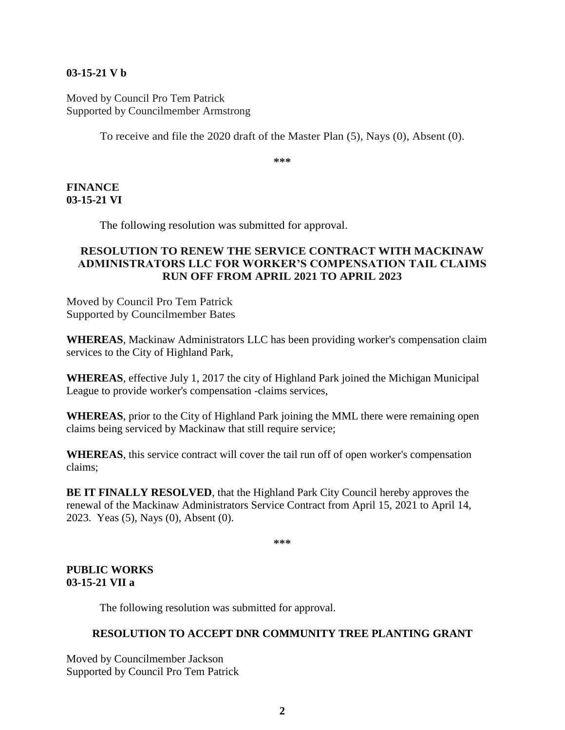**03-15-21 V b**

Moved by Council Pro Tem Patrick
Supported by Councilmember Armstrong

To receive and file the 2020 draft of the Master Plan (5), Nays (0), Absent (0).

***

**FINANCE**
**03-15-21 VI**

The following resolution was submitted for approval.

**RESOLUTION TO RENEW THE SERVICE CONTRACT WITH MACKINAW ADMINISTRATORS LLC FOR WORKER'S COMPENSATION TAIL CLAIMS RUN OFF FROM APRIL 2021 TO APRIL 2023**

Moved by Council Pro Tem Patrick
Supported by Councilmember Bates

**WHEREAS**, Mackinaw Administrators LLC has been providing worker's compensation claim services to the City of Highland Park,

**WHEREAS**, effective July 1, 2017 the city of Highland Park joined the Michigan Municipal League to provide worker's compensation -claims services,

**WHEREAS**, prior to the City of Highland Park joining the MML there were remaining open claims being serviced by Mackinaw that still require service;

**WHEREAS**, this service contract will cover the tail run off of open worker's compensation claims;

**BE IT FINALLY RESOLVED**, that the Highland Park City Council hereby approves the renewal of the Mackinaw Administrators Service Contract from April 15, 2021 to April 14, 2023. Yeas (5), Nays (0), Absent (0).

***

**PUBLIC WORKS**
**03-15-21 VII a**

The following resolution was submitted for approval.

**RESOLUTION TO ACCEPT DNR COMMUNITY TREE PLANTING GRANT**

Moved by Councilmember Jackson
Supported by Council Pro Tem Patrick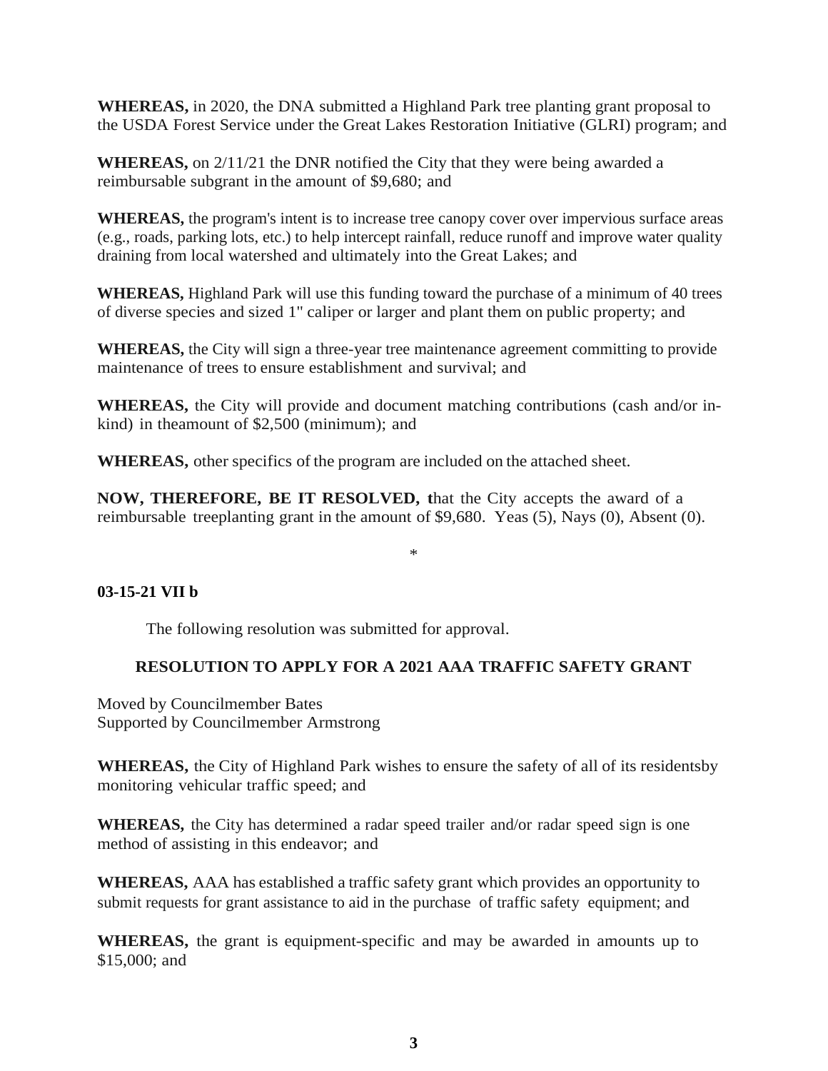**WHEREAS,** in 2020, the DNA submitted a Highland Park tree planting grant proposal to the USDA Forest Service under the Great Lakes Restoration Initiative (GLRI) program; and

**WHEREAS,** on 2/11/21 the DNR notified the City that they were being awarded a reimbursable subgrant in the amount of $9,680; and

**WHEREAS,** the program's intent is to increase tree canopy cover over impervious surface areas (e.g., roads, parking lots, etc.) to help intercept rainfall, reduce runoff and improve water quality draining from local watershed and ultimately into the Great Lakes; and

**WHEREAS,** Highland Park will use this funding toward the purchase of a minimum of 40 trees of diverse species and sized 1" caliper or larger and plant them on public property; and

**WHEREAS,** the City will sign a three-year tree maintenance agreement committing to provide maintenance of trees to ensure establishment and survival; and

**WHEREAS,** the City will provide and document matching contributions (cash and/or in-kind) in theamount of $2,500 (minimum); and

**WHEREAS,** other specifics of the program are included on the attached sheet.

**NOW, THEREFORE, BE IT RESOLVED, t**hat the City accepts the award of a reimbursable treeplanting grant in the amount of $9,680. Yeas (5), Nays (0), Absent (0).

*

**03-15-21 VII b**

The following resolution was submitted for approval.

**RESOLUTION TO APPLY FOR A 2021 AAA TRAFFIC SAFETY GRANT**

Moved by Councilmember Bates
Supported by Councilmember Armstrong

**WHEREAS,** the City of Highland Park wishes to ensure the safety of all of its residentsby monitoring vehicular traffic speed; and

**WHEREAS,** the City has determined a radar speed trailer and/or radar speed sign is one method of assisting in this endeavor; and

**WHEREAS,** AAA has established a traffic safety grant which provides an opportunity to submit requests for grant assistance to aid in the purchase of traffic safety equipment; and

**WHEREAS,** the grant is equipment-specific and may be awarded in amounts up to $15,000; and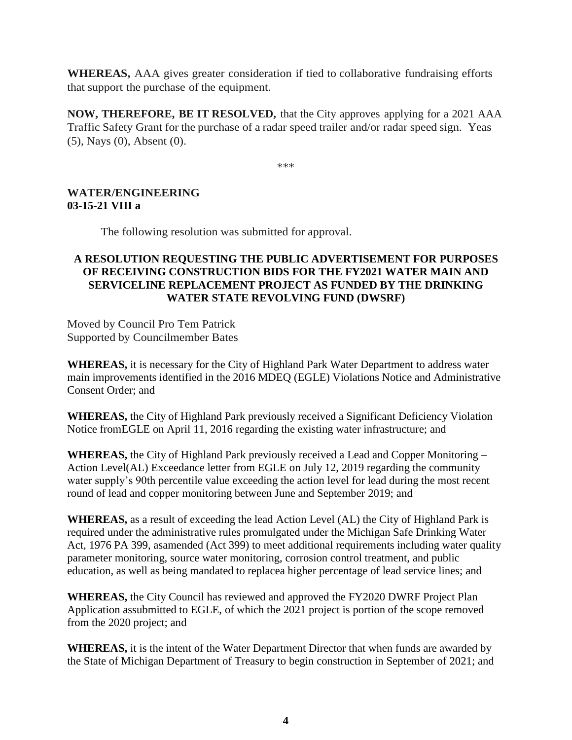**WHEREAS,** AAA gives greater consideration if tied to collaborative fundraising efforts that support the purchase of the equipment.

**NOW, THEREFORE, BE IT RESOLVED,** that the City approves applying for a 2021 AAA Traffic Safety Grant for the purchase of a radar speed trailer and/or radar speed sign. Yeas (5), Nays (0), Absent (0).

\*\*\*

**WATER/ENGINEERING**
**03-15-21 VIII a**

The following resolution was submitted for approval.

**A RESOLUTION REQUESTING THE PUBLIC ADVERTISEMENT FOR PURPOSES OF RECEIVING CONSTRUCTION BIDS FOR THE FY2021 WATER MAIN AND SERVICELINE REPLACEMENT PROJECT AS FUNDED BY THE DRINKING WATER STATE REVOLVING FUND (DWSRF)**

Moved by Council Pro Tem Patrick
Supported by Councilmember Bates

**WHEREAS,** it is necessary for the City of Highland Park Water Department to address water main improvements identified in the 2016 MDEQ (EGLE) Violations Notice and Administrative Consent Order; and

**WHEREAS,** the City of Highland Park previously received a Significant Deficiency Violation Notice fromEGLE on April 11, 2016 regarding the existing water infrastructure; and

**WHEREAS,** the City of Highland Park previously received a Lead and Copper Monitoring – Action Level(AL) Exceedance letter from EGLE on July 12, 2019 regarding the community water supply's 90th percentile value exceeding the action level for lead during the most recent round of lead and copper monitoring between June and September 2019; and

**WHEREAS,** as a result of exceeding the lead Action Level (AL) the City of Highland Park is required under the administrative rules promulgated under the Michigan Safe Drinking Water Act, 1976 PA 399, asamended (Act 399) to meet additional requirements including water quality parameter monitoring, source water monitoring, corrosion control treatment, and public education, as well as being mandated to replacea higher percentage of lead service lines; and

**WHEREAS,** the City Council has reviewed and approved the FY2020 DWRF Project Plan Application assubmitted to EGLE, of which the 2021 project is portion of the scope removed from the 2020 project; and

**WHEREAS,** it is the intent of the Water Department Director that when funds are awarded by the State of Michigan Department of Treasury to begin construction in September of 2021; and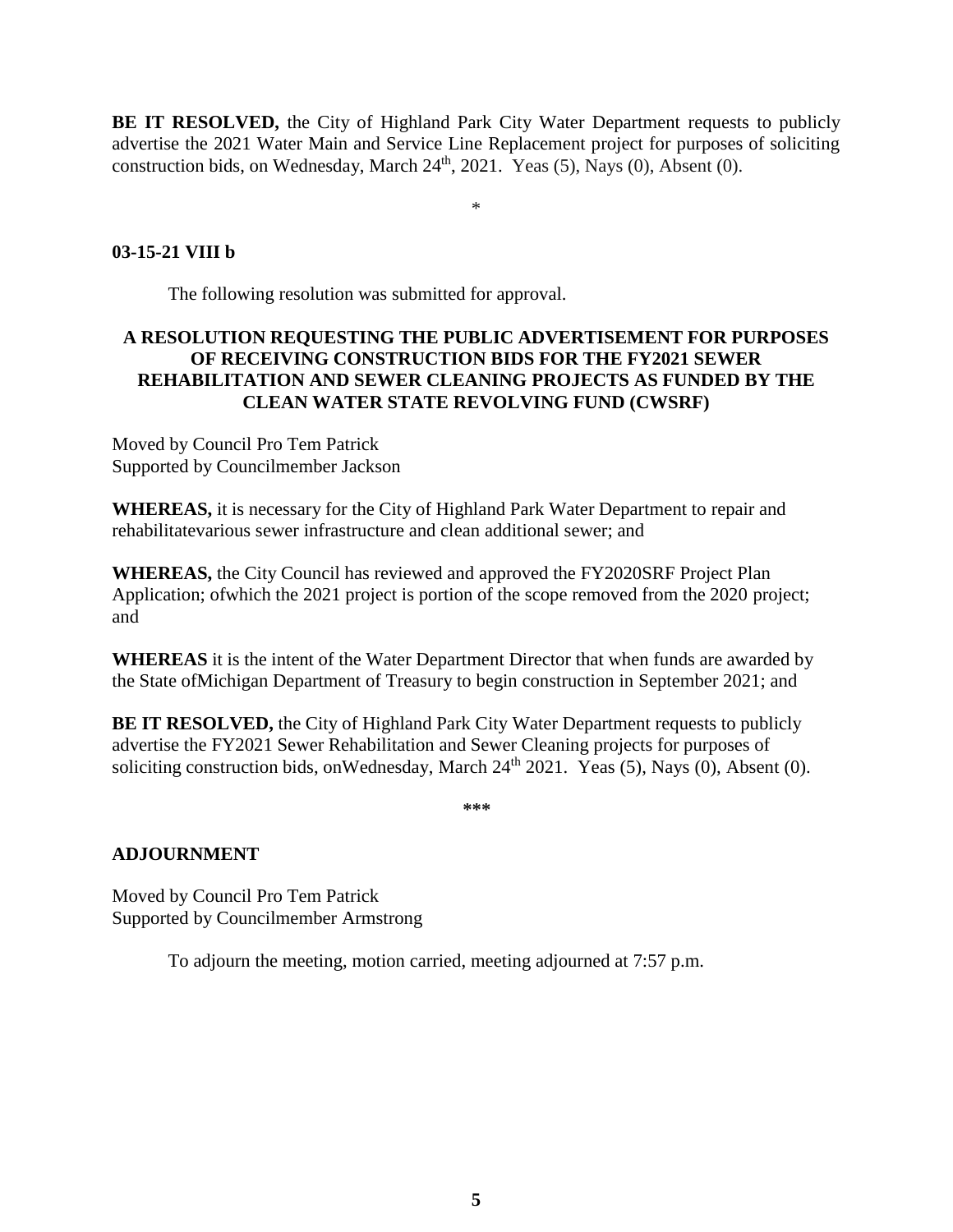**BE IT RESOLVED,** the City of Highland Park City Water Department requests to publicly advertise the 2021 Water Main and Service Line Replacement project for purposes of soliciting construction bids, on Wednesday, March 24th, 2021. Yeas (5), Nays (0), Absent (0).

*

**03-15-21 VIII b**

The following resolution was submitted for approval.

**A RESOLUTION REQUESTING THE PUBLIC ADVERTISEMENT FOR PURPOSES OF RECEIVING CONSTRUCTION BIDS FOR THE FY2021 SEWER REHABILITATION AND SEWER CLEANING PROJECTS AS FUNDED BY THE CLEAN WATER STATE REVOLVING FUND (CWSRF)**

Moved by Council Pro Tem Patrick
Supported by Councilmember Jackson

**WHEREAS,** it is necessary for the City of Highland Park Water Department to repair and rehabilitatevarious sewer infrastructure and clean additional sewer; and

**WHEREAS,** the City Council has reviewed and approved the FY2020SRF Project Plan Application; ofwhich the 2021 project is portion of the scope removed from the 2020 project; and

**WHEREAS** it is the intent of the Water Department Director that when funds are awarded by the State ofMichigan Department of Treasury to begin construction in September 2021; and

**BE IT RESOLVED,** the City of Highland Park City Water Department requests to publicly advertise the FY2021 Sewer Rehabilitation and Sewer Cleaning projects for purposes of soliciting construction bids, onWednesday, March 24th 2021. Yeas (5), Nays (0), Absent (0).

***

**ADJOURNMENT**

Moved by Council Pro Tem Patrick
Supported by Councilmember Armstrong

To adjourn the meeting, motion carried, meeting adjourned at 7:57 p.m.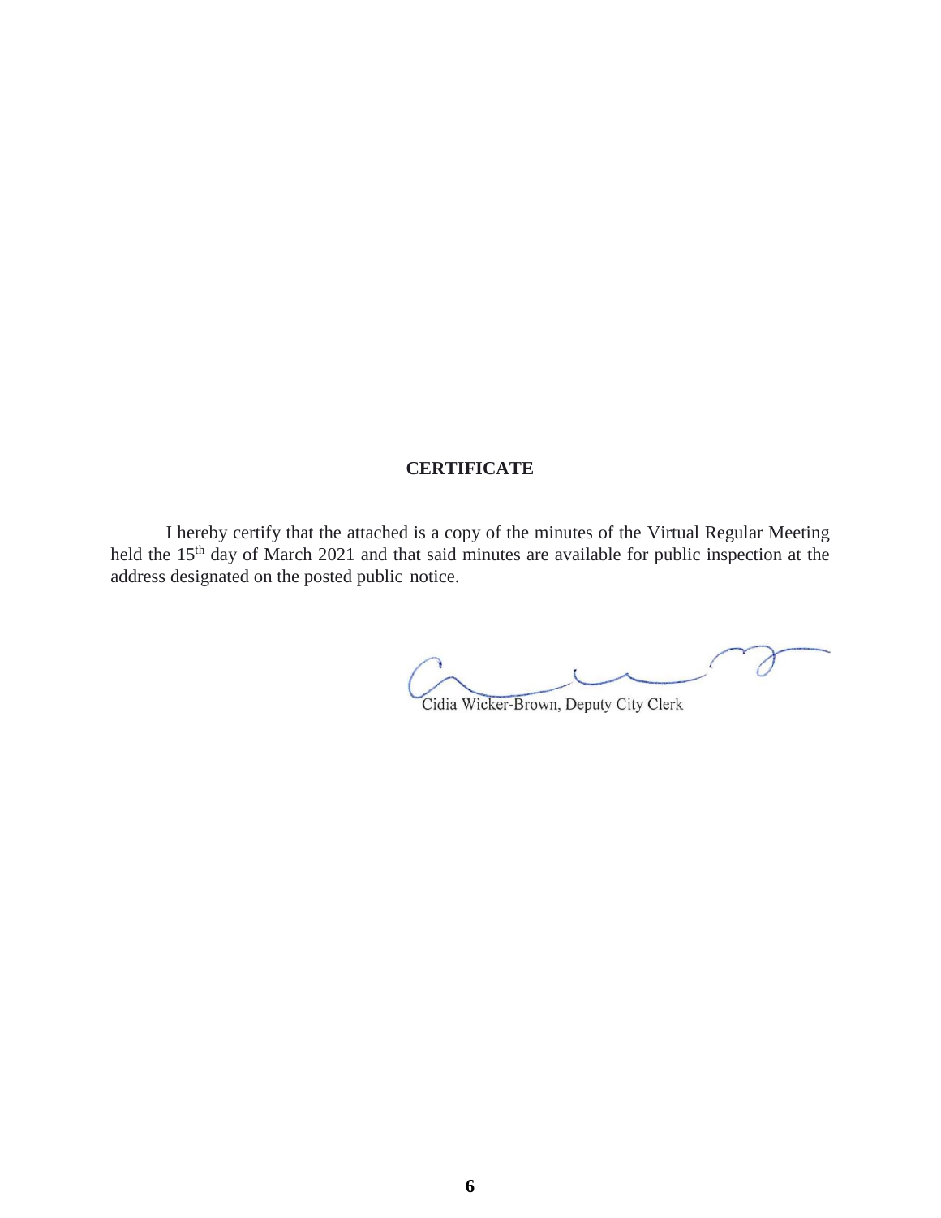**CERTIFICATE**

I hereby certify that the attached is a copy of the minutes of the Virtual Regular Meeting held the 15th day of March 2021 and that said minutes are available for public inspection at the address designated on the posted public notice.

Cidia Wicker-Brown, Deputy City Clerk